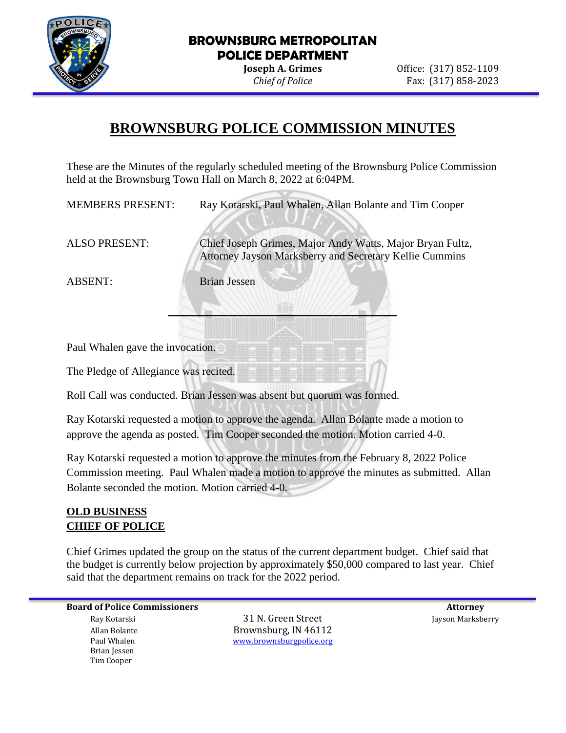**BROWNSBURG METROPOLITAN POLICE DEPARTMENT**

**Joseph A. Grimes**
*Chief of Police*

Office: (317) 852-1109
Fax: (317) 858-2023

# BROWNSBURG POLICE COMMISSION MINUTES

These are the Minutes of the regularly scheduled meeting of the Brownsburg Police Commission held at the Brownsburg Town Hall on March 8, 2022 at 6:04PM.

MEMBERS PRESENT: Ray Kotarski, Paul Whalen, Allan Bolante and Tim Cooper

ALSO PRESENT: Chief Joseph Grimes, Major Andy Watts, Major Bryan Fultz, Attorney Jayson Marksberry and Secretary Kellie Cummins

ABSENT: Brian Jessen

---

Paul Whalen gave the invocation.

The Pledge of Allegiance was recited.

Roll Call was conducted. Brian Jessen was absent but quorum was formed.

Ray Kotarski requested a motion to approve the agenda. Allan Bolante made a motion to approve the agenda as posted. Tim Cooper seconded the motion. Motion carried 4-0.

Ray Kotarski requested a motion to approve the minutes from the February 8, 2022 Police Commission meeting. Paul Whalen made a motion to approve the minutes as submitted. Allan Bolante seconded the motion. Motion carried 4-0.

## OLD BUSINESS

## CHIEF OF POLICE

Chief Grimes updated the group on the status of the current department budget. Chief said that the budget is currently below projection by approximately $50,000 compared to last year. Chief said that the department remains on track for the 2022 period.

---

**Board of Police Commissioners**
Ray Kotarski
Allan Bolante
Paul Whalen
Brian Jessen
Tim Cooper

31 N. Green Street
Brownsburg, IN 46112
www.brownsburgpolice.org

**Attorney**
Jayson Marksberry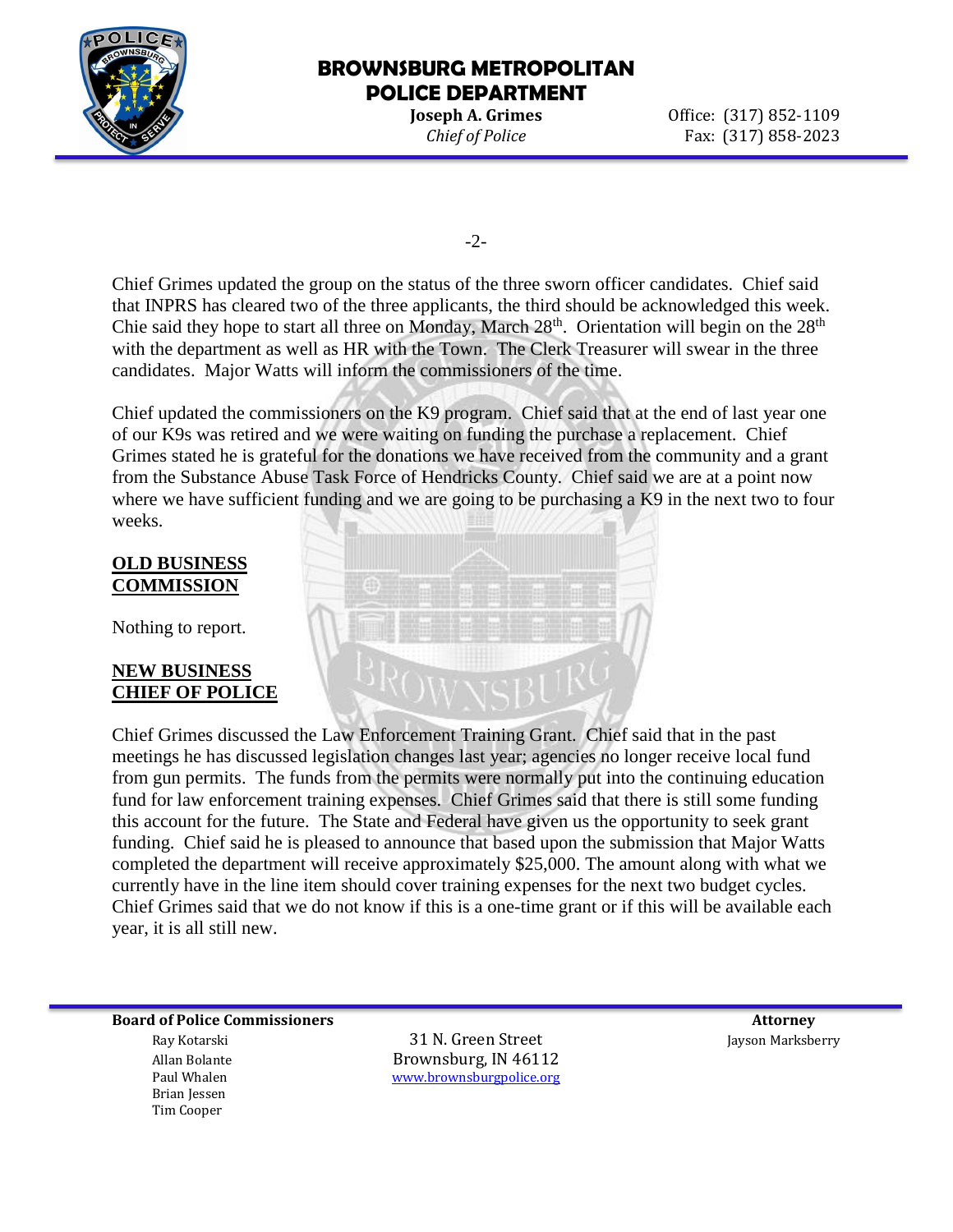Chief Grimes updated the group on the status of the three sworn officer candidates. Chief said that INPRS has cleared two of the three applicants, the third should be acknowledged this week. Chie said they hope to start all three on Monday, March 28th. Orientation will begin on the 28th with the department as well as HR with the Town. The Clerk Treasurer will swear in the three candidates. Major Watts will inform the commissioners of the time.

Chief updated the commissioners on the K9 program. Chief said that at the end of last year one of our K9s was retired and we were waiting on funding the purchase a replacement. Chief Grimes stated he is grateful for the donations we have received from the community and a grant from the Substance Abuse Task Force of Hendricks County. Chief said we are at a point now where we have sufficient funding and we are going to be purchasing a K9 in the next two to four weeks.

**OLD BUSINESS**
**COMMISSION**

Nothing to report.

**NEW BUSINESS**
**CHIEF OF POLICE**

Chief Grimes discussed the Law Enforcement Training Grant. Chief said that in the past meetings he has discussed legislation changes last year; agencies no longer receive local fund from gun permits. The funds from the permits were normally put into the continuing education fund for law enforcement training expenses. Chief Grimes said that there is still some funding this account for the future. The State and Federal have given us the opportunity to seek grant funding. Chief said he is pleased to announce that based upon the submission that Major Watts completed the department will receive approximately $25,000. The amount along with what we currently have in the line item should cover training expenses for the next two budget cycles. Chief Grimes said that we do not know if this is a one-time grant or if this will be available each year, it is all still new.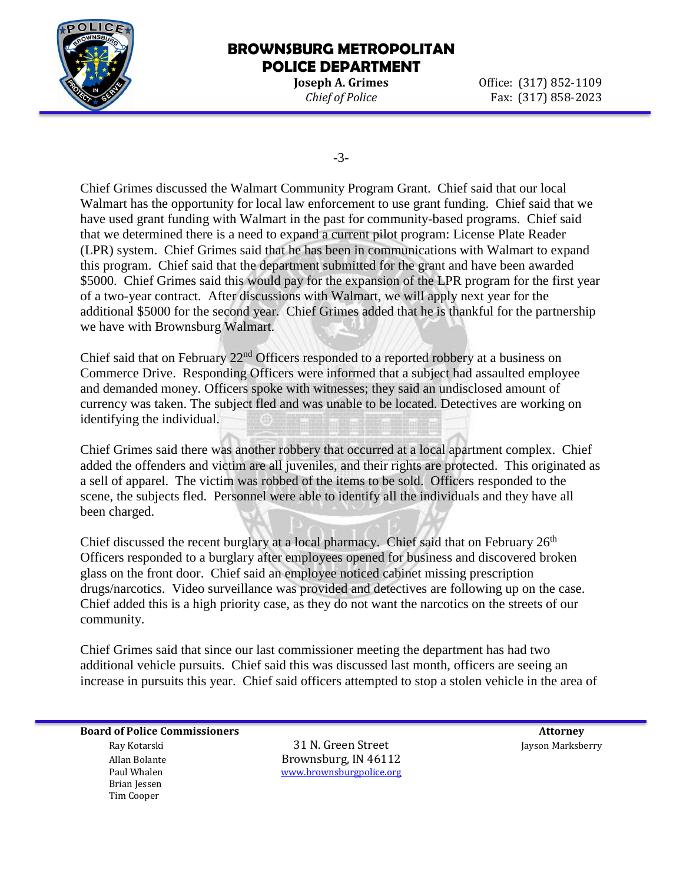Chief Grimes discussed the Walmart Community Program Grant. Chief said that our local Walmart has the opportunity for local law enforcement to use grant funding. Chief said that we have used grant funding with Walmart in the past for community-based programs. Chief said that we determined there is a need to expand a current pilot program: License Plate Reader (LPR) system. Chief Grimes said that he has been in communications with Walmart to expand this program. Chief said that the department submitted for the grant and have been awarded $5000. Chief Grimes said this would pay for the expansion of the LPR program for the first year of a two-year contract. After discussions with Walmart, we will apply next year for the additional $5000 for the second year. Chief Grimes added that he is thankful for the partnership we have with Brownsburg Walmart.

Chief said that on February 22nd Officers responded to a reported robbery at a business on Commerce Drive. Responding Officers were informed that a subject had assaulted employee and demanded money. Officers spoke with witnesses; they said an undisclosed amount of currency was taken. The subject fled and was unable to be located. Detectives are working on identifying the individual.

Chief Grimes said there was another robbery that occurred at a local apartment complex. Chief added the offenders and victim are all juveniles, and their rights are protected. This originated as a sell of apparel. The victim was robbed of the items to be sold. Officers responded to the scene, the subjects fled. Personnel were able to identify all the individuals and they have all been charged.

Chief discussed the recent burglary at a local pharmacy. Chief said that on February 26th Officers responded to a burglary after employees opened for business and discovered broken glass on the front door. Chief said an employee noticed cabinet missing prescription drugs/narcotics. Video surveillance was provided and detectives are following up on the case. Chief added this is a high priority case, as they do not want the narcotics on the streets of our community.

Chief Grimes said that since our last commissioner meeting the department has had two additional vehicle pursuits. Chief said this was discussed last month, officers are seeing an increase in pursuits this year. Chief said officers attempted to stop a stolen vehicle in the area of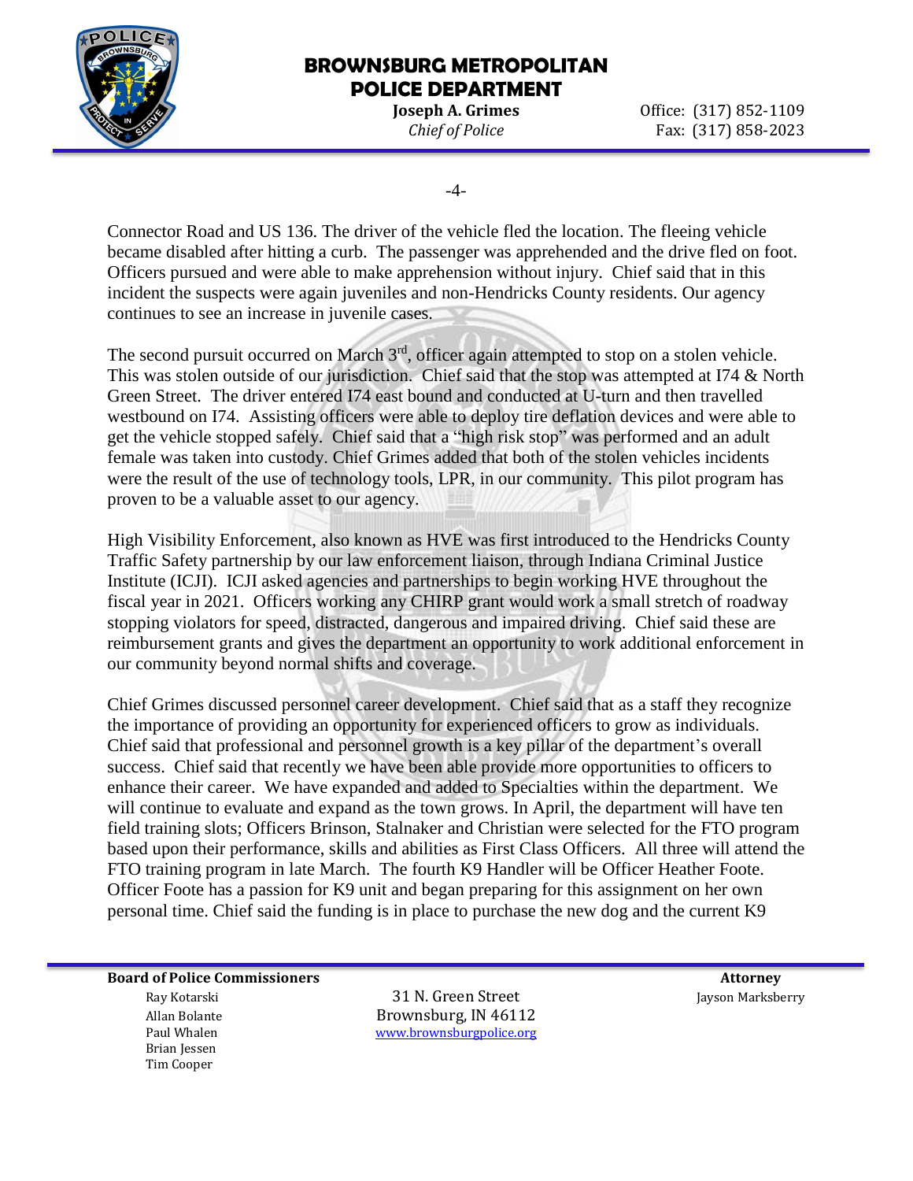Connector Road and US 136. The driver of the vehicle fled the location. The fleeing vehicle became disabled after hitting a curb. The passenger was apprehended and the drive fled on foot. Officers pursued and were able to make apprehension without injury. Chief said that in this incident the suspects were again juveniles and non-Hendricks County residents. Our agency continues to see an increase in juvenile cases.

The second pursuit occurred on March 3rd, officer again attempted to stop on a stolen vehicle. This was stolen outside of our jurisdiction. Chief said that the stop was attempted at I74 & North Green Street. The driver entered I74 east bound and conducted at U-turn and then travelled westbound on I74. Assisting officers were able to deploy tire deflation devices and were able to get the vehicle stopped safely. Chief said that a "high risk stop" was performed and an adult female was taken into custody. Chief Grimes added that both of the stolen vehicles incidents were the result of the use of technology tools, LPR, in our community. This pilot program has proven to be a valuable asset to our agency.

High Visibility Enforcement, also known as HVE was first introduced to the Hendricks County Traffic Safety partnership by our law enforcement liaison, through Indiana Criminal Justice Institute (ICJI). ICJI asked agencies and partnerships to begin working HVE throughout the fiscal year in 2021. Officers working any CHIRP grant would work a small stretch of roadway stopping violators for speed, distracted, dangerous and impaired driving. Chief said these are reimbursement grants and gives the department an opportunity to work additional enforcement in our community beyond normal shifts and coverage.

Chief Grimes discussed personnel career development. Chief said that as a staff they recognize the importance of providing an opportunity for experienced officers to grow as individuals. Chief said that professional and personnel growth is a key pillar of the department's overall success. Chief said that recently we have been able provide more opportunities to officers to enhance their career. We have expanded and added to Specialties within the department. We will continue to evaluate and expand as the town grows. In April, the department will have ten field training slots; Officers Brinson, Stalnaker and Christian were selected for the FTO program based upon their performance, skills and abilities as First Class Officers. All three will attend the FTO training program in late March. The fourth K9 Handler will be Officer Heather Foote. Officer Foote has a passion for K9 unit and began preparing for this assignment on her own personal time. Chief said the funding is in place to purchase the new dog and the current K9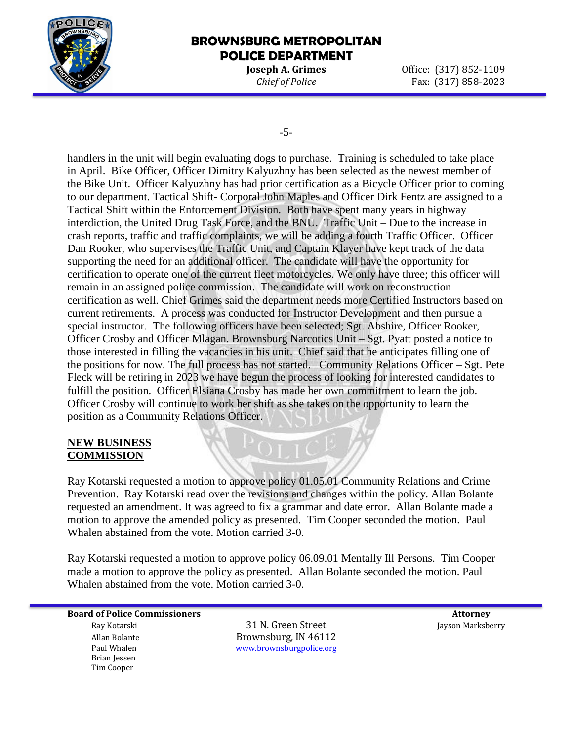handlers in the unit will begin evaluating dogs to purchase. Training is scheduled to take place in April. Bike Officer, Officer Dimitry Kalyuzhny has been selected as the newest member of the Bike Unit. Officer Kalyuzhny has had prior certification as a Bicycle Officer prior to coming to our department. Tactical Shift- Corporal John Maples and Officer Dirk Fentz are assigned to a Tactical Shift within the Enforcement Division. Both have spent many years in highway interdiction, the United Drug Task Force, and the BNU. Traffic Unit – Due to the increase in crash reports, traffic and traffic complaints, we will be adding a fourth Traffic Officer. Officer Dan Rooker, who supervises the Traffic Unit, and Captain Klayer have kept track of the data supporting the need for an additional officer. The candidate will have the opportunity for certification to operate one of the current fleet motorcycles. We only have three; this officer will remain in an assigned police commission. The candidate will work on reconstruction certification as well. Chief Grimes said the department needs more Certified Instructors based on current retirements. A process was conducted for Instructor Development and then pursue a special instructor. The following officers have been selected; Sgt. Abshire, Officer Rooker, Officer Crosby and Officer Mlagan. Brownsburg Narcotics Unit – Sgt. Pyatt posted a notice to those interested in filling the vacancies in his unit. Chief said that he anticipates filling one of the positions for now. The full process has not started. Community Relations Officer – Sgt. Pete Fleck will be retiring in 2023 we have begun the process of looking for interested candidates to fulfill the position. Officer Elsiana Crosby has made her own commitment to learn the job. Officer Crosby will continue to work her shift as she takes on the opportunity to learn the position as a Community Relations Officer.

**NEW BUSINESS**
**COMMISSION**

Ray Kotarski requested a motion to approve policy 01.05.01 Community Relations and Crime Prevention. Ray Kotarski read over the revisions and changes within the policy. Allan Bolante requested an amendment. It was agreed to fix a grammar and date error. Allan Bolante made a motion to approve the amended policy as presented. Tim Cooper seconded the motion. Paul Whalen abstained from the vote. Motion carried 3-0.

Ray Kotarski requested a motion to approve policy 06.09.01 Mentally Ill Persons. Tim Cooper made a motion to approve the policy as presented. Allan Bolante seconded the motion. Paul Whalen abstained from the vote. Motion carried 3-0.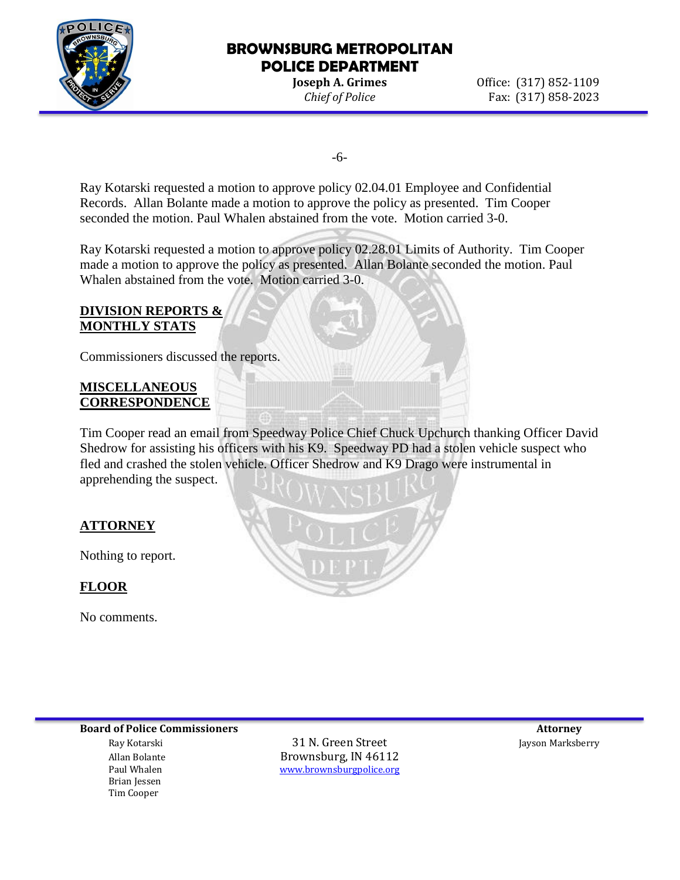Ray Kotarski requested a motion to approve policy 02.04.01 Employee and Confidential Records. Allan Bolante made a motion to approve the policy as presented. Tim Cooper seconded the motion. Paul Whalen abstained from the vote. Motion carried 3-0.

Ray Kotarski requested a motion to approve policy 02.28.01 Limits of Authority. Tim Cooper made a motion to approve the policy as presented. Allan Bolante seconded the motion. Paul Whalen abstained from the vote. Motion carried 3-0.

## DIVISION REPORTS & MONTHLY STATS

Commissioners discussed the reports.

## MISCELLANEOUS CORRESPONDENCE

Tim Cooper read an email from Speedway Police Chief Chuck Upchurch thanking Officer David Shedrow for assisting his officers with his K9. Speedway PD had a stolen vehicle suspect who fled and crashed the stolen vehicle. Officer Shedrow and K9 Drago were instrumental in apprehending the suspect.

## ATTORNEY

Nothing to report.

## FLOOR

No comments.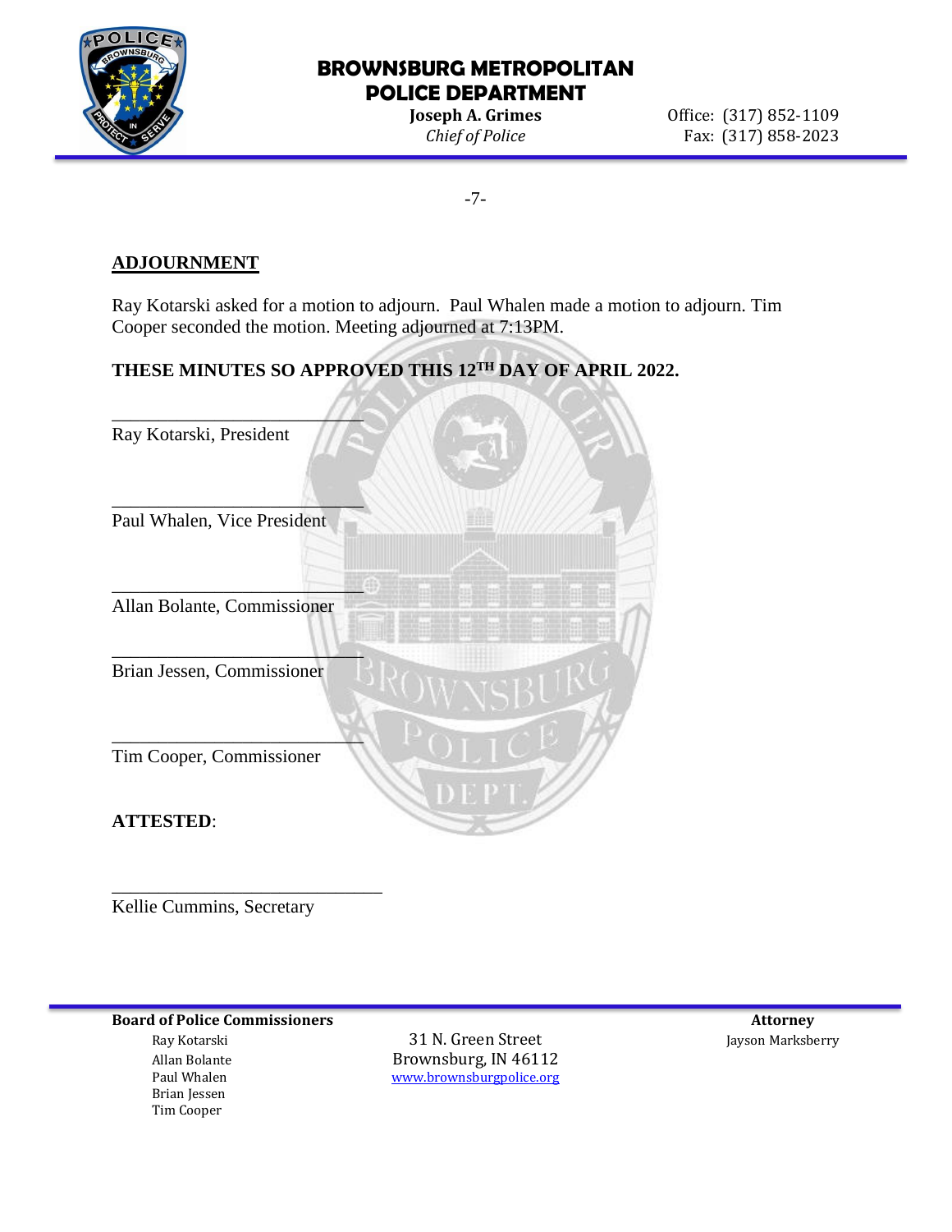## ADJOURNMENT

Ray Kotarski asked for a motion to adjourn. Paul Whalen made a motion to adjourn. Tim Cooper seconded the motion. Meeting adjourned at 7:13PM.

**THESE MINUTES SO APPROVED THIS 12TH DAY OF APRIL 2022.**

____________________________
Ray Kotarski, President

____________________________
Paul Whalen, Vice President

____________________________
Allan Bolante, Commissioner

____________________________
Brian Jessen, Commissioner

____________________________
Tim Cooper, Commissioner

**ATTESTED**:

______________________________
Kellie Cummins, Secretary